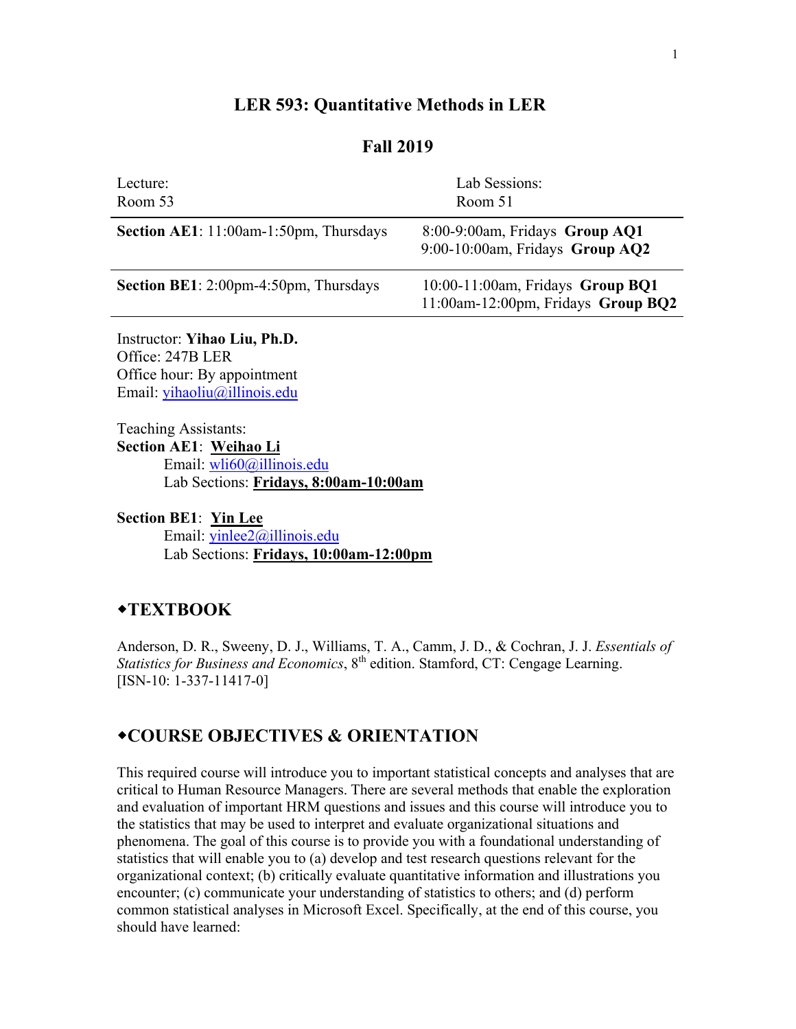# LER 593: Quantitative Methods in LER

## Fall 2019

| Lecture: Room 53 | Lab Sessions: Room 51 |
| --- | --- |
| **Section AE1**: 11:00am-1:50pm, Thursdays | 8:00-9:00am, Fridays **Group AQ1**<br>9:00-10:00am, Fridays **Group AQ2** |
| **Section BE1**: 2:00pm-4:50pm, Thursdays | 10:00-11:00am, Fridays **Group BQ1**<br>11:00am-12:00pm, Fridays **Group BQ2** |

Instructor: **Yihao Liu, Ph.D.**
Office: 247B LER
Office hour: By appointment
Email: yihaoliu@illinois.edu

Teaching Assistants:
**Section AE1**: **Weihao Li**
 Email: wli60@illinois.edu
 Lab Sections: **Fridays, 8:00am-10:00am**

**Section BE1**: **Yin Lee**
 Email: yinlee2@illinois.edu
 Lab Sections: **Fridays, 10:00am-12:00pm**

## ◆TEXTBOOK

Anderson, D. R., Sweeny, D. J., Williams, T. A., Camm, J. D., & Cochran, J. J. *Essentials of Statistics for Business and Economics*, 8th edition. Stamford, CT: Cengage Learning. [ISN-10: 1-337-11417-0]

## ◆COURSE OBJECTIVES & ORIENTATION

This required course will introduce you to important statistical concepts and analyses that are critical to Human Resource Managers. There are several methods that enable the exploration and evaluation of important HRM questions and issues and this course will introduce you to the statistics that may be used to interpret and evaluate organizational situations and phenomena. The goal of this course is to provide you with a foundational understanding of statistics that will enable you to (a) develop and test research questions relevant for the organizational context; (b) critically evaluate quantitative information and illustrations you encounter; (c) communicate your understanding of statistics to others; and (d) perform common statistical analyses in Microsoft Excel. Specifically, at the end of this course, you should have learned: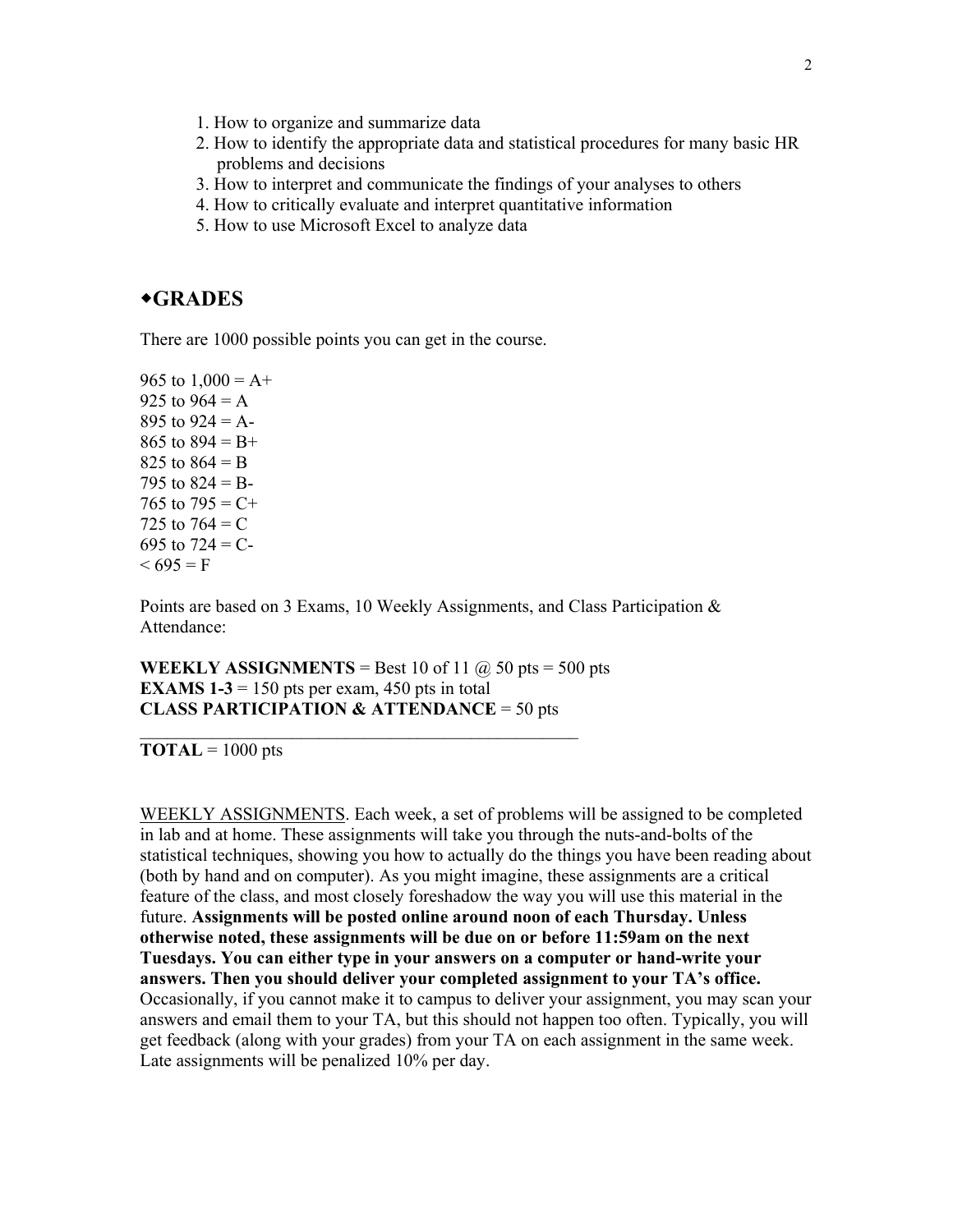1. How to organize and summarize data
2. How to identify the appropriate data and statistical procedures for many basic HR problems and decisions
3. How to interpret and communicate the findings of your analyses to others
4. How to critically evaluate and interpret quantitative information
5. How to use Microsoft Excel to analyze data

## ◆GRADES

There are 1000 possible points you can get in the course.

965 to 1,000 = A+
925 to 964 = A
895 to 924 = A-
865 to 894 = B+
825 to 864 = B
795 to 824 = B-
765 to 795 = C+
725 to 764 = C
695 to 724 = C-
< 695 = F

Points are based on 3 Exams, 10 Weekly Assignments, and Class Participation & Attendance:

**WEEKLY ASSIGNMENTS** = Best 10 of 11 @ 50 pts = 500 pts
**EXAMS 1-3** = 150 pts per exam, 450 pts in total
**CLASS PARTICIPATION & ATTENDANCE** = 50 pts

---

**TOTAL** = 1000 pts

<u>WEEKLY ASSIGNMENTS</u>. Each week, a set of problems will be assigned to be completed in lab and at home. These assignments will take you through the nuts-and-bolts of the statistical techniques, showing you how to actually do the things you have been reading about (both by hand and on computer). As you might imagine, these assignments are a critical feature of the class, and most closely foreshadow the way you will use this material in the future. **Assignments will be posted online around noon of each Thursday. Unless otherwise noted, these assignments will be due on or before 11:59am on the next Tuesdays. You can either type in your answers on a computer or hand-write your answers. Then you should deliver your completed assignment to your TA's office.** Occasionally, if you cannot make it to campus to deliver your assignment, you may scan your answers and email them to your TA, but this should not happen too often. Typically, you will get feedback (along with your grades) from your TA on each assignment in the same week. Late assignments will be penalized 10% per day.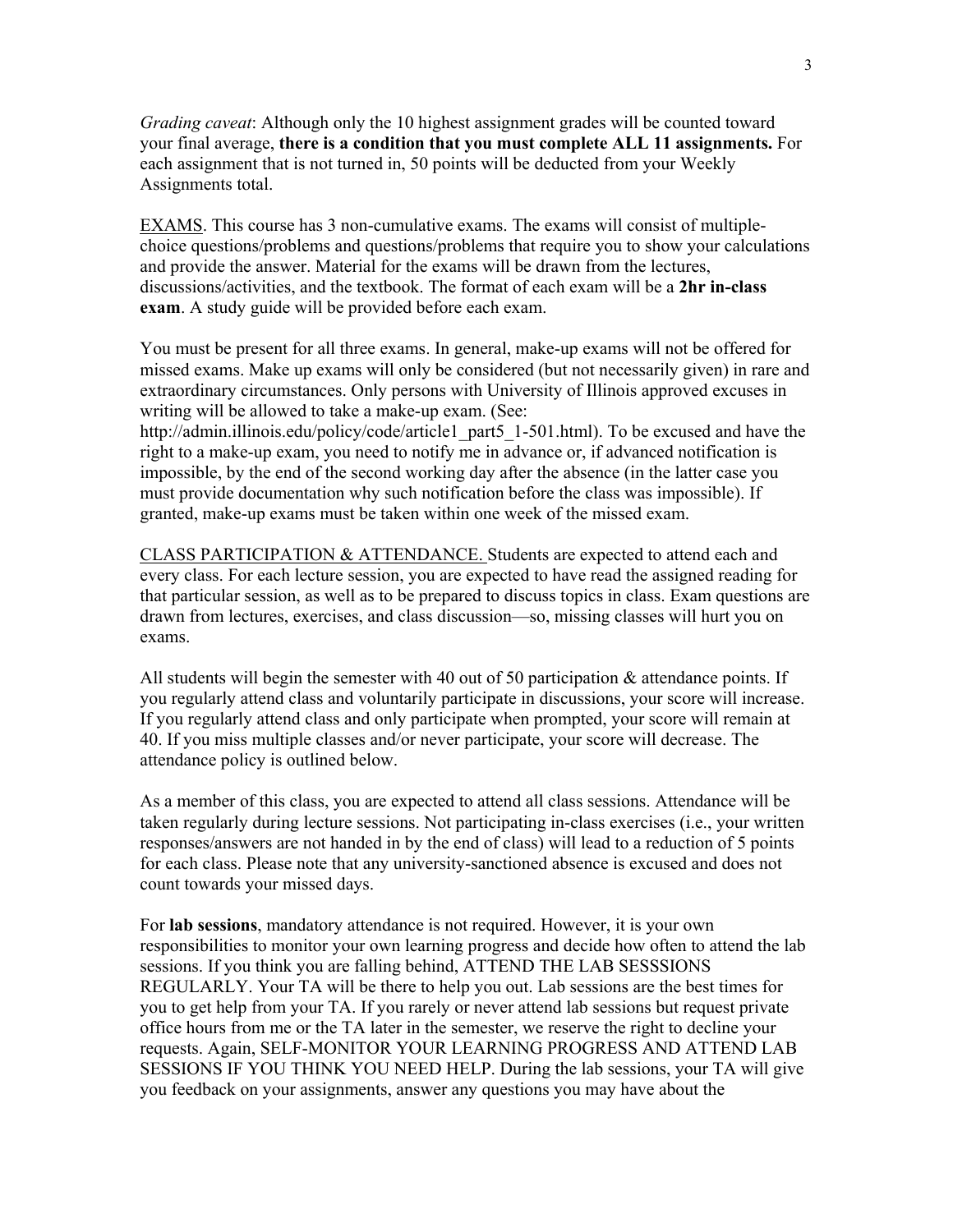*Grading caveat*: Although only the 10 highest assignment grades will be counted toward your final average, **there is a condition that you must complete ALL 11 assignments.** For each assignment that is not turned in, 50 points will be deducted from your Weekly Assignments total.

<u>EXAMS</u>. This course has 3 non-cumulative exams. The exams will consist of multiple-choice questions/problems and questions/problems that require you to show your calculations and provide the answer. Material for the exams will be drawn from the lectures, discussions/activities, and the textbook. The format of each exam will be a **2hr in-class exam**. A study guide will be provided before each exam.

You must be present for all three exams. In general, make-up exams will not be offered for missed exams. Make up exams will only be considered (but not necessarily given) in rare and extraordinary circumstances. Only persons with University of Illinois approved excuses in writing will be allowed to take a make-up exam. (See: http://admin.illinois.edu/policy/code/article1_part5_1-501.html). To be excused and have the right to a make-up exam, you need to notify me in advance or, if advanced notification is impossible, by the end of the second working day after the absence (in the latter case you must provide documentation why such notification before the class was impossible). If granted, make-up exams must be taken within one week of the missed exam.

<u>CLASS PARTICIPATION & ATTENDANCE.</u> Students are expected to attend each and every class. For each lecture session, you are expected to have read the assigned reading for that particular session, as well as to be prepared to discuss topics in class. Exam questions are drawn from lectures, exercises, and class discussion—so, missing classes will hurt you on exams.

All students will begin the semester with 40 out of 50 participation & attendance points. If you regularly attend class and voluntarily participate in discussions, your score will increase. If you regularly attend class and only participate when prompted, your score will remain at 40. If you miss multiple classes and/or never participate, your score will decrease. The attendance policy is outlined below.

As a member of this class, you are expected to attend all class sessions. Attendance will be taken regularly during lecture sessions. Not participating in-class exercises (i.e., your written responses/answers are not handed in by the end of class) will lead to a reduction of 5 points for each class. Please note that any university-sanctioned absence is excused and does not count towards your missed days.

For **lab sessions**, mandatory attendance is not required. However, it is your own responsibilities to monitor your own learning progress and decide how often to attend the lab sessions. If you think you are falling behind, ATTEND THE LAB SESSSIONS REGULARLY. Your TA will be there to help you out. Lab sessions are the best times for you to get help from your TA. If you rarely or never attend lab sessions but request private office hours from me or the TA later in the semester, we reserve the right to decline your requests. Again, SELF-MONITOR YOUR LEARNING PROGRESS AND ATTEND LAB SESSIONS IF YOU THINK YOU NEED HELP. During the lab sessions, your TA will give you feedback on your assignments, answer any questions you may have about the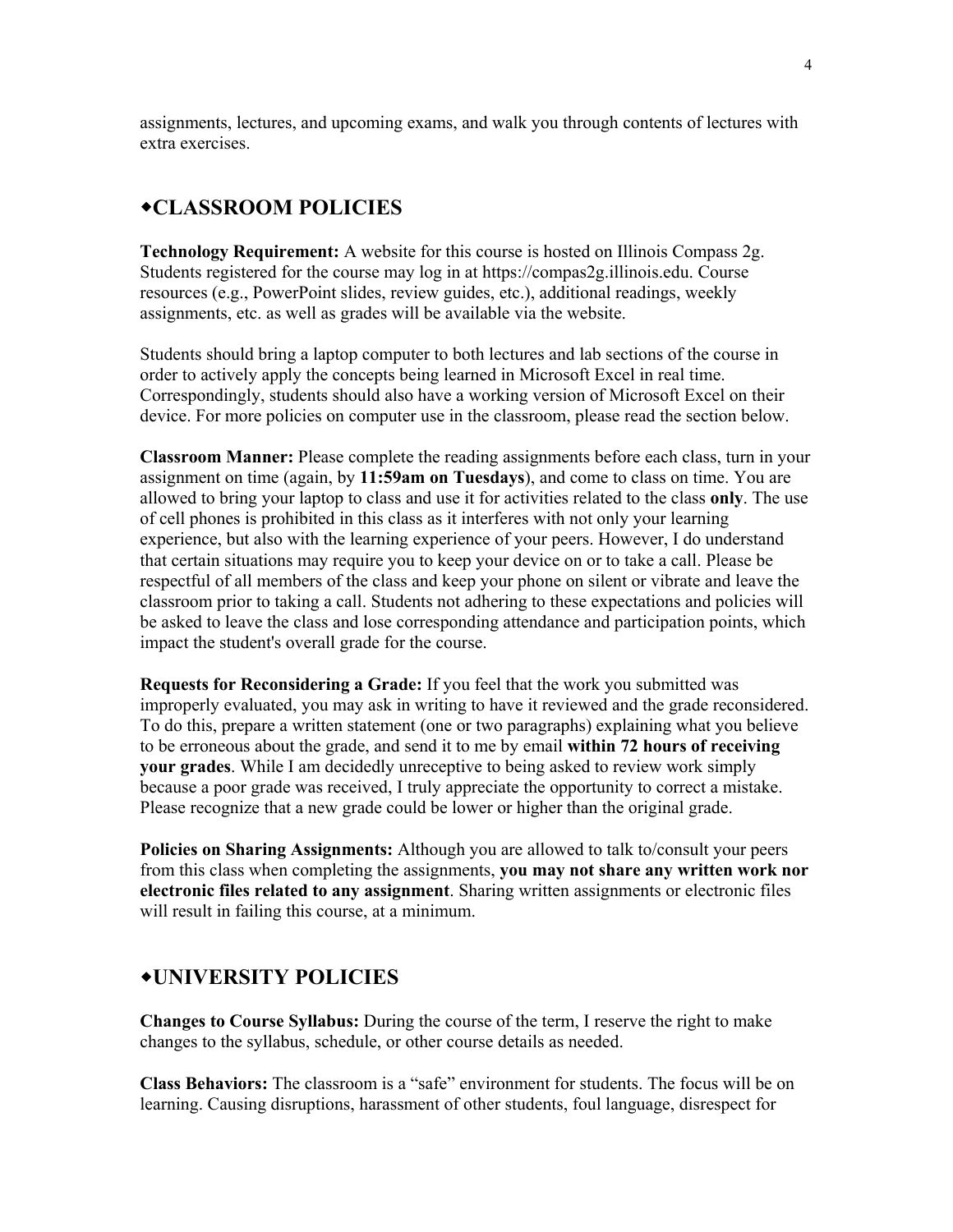assignments, lectures, and upcoming exams, and walk you through contents of lectures with extra exercises.

## ◆CLASSROOM POLICIES

**Technology Requirement:** A website for this course is hosted on Illinois Compass 2g. Students registered for the course may log in at https://compas2g.illinois.edu. Course resources (e.g., PowerPoint slides, review guides, etc.), additional readings, weekly assignments, etc. as well as grades will be available via the website.

Students should bring a laptop computer to both lectures and lab sections of the course in order to actively apply the concepts being learned in Microsoft Excel in real time. Correspondingly, students should also have a working version of Microsoft Excel on their device. For more policies on computer use in the classroom, please read the section below.

**Classroom Manner:** Please complete the reading assignments before each class, turn in your assignment on time (again, by **11:59am on Tuesdays**), and come to class on time. You are allowed to bring your laptop to class and use it for activities related to the class **only**. The use of cell phones is prohibited in this class as it interferes with not only your learning experience, but also with the learning experience of your peers. However, I do understand that certain situations may require you to keep your device on or to take a call. Please be respectful of all members of the class and keep your phone on silent or vibrate and leave the classroom prior to taking a call. Students not adhering to these expectations and policies will be asked to leave the class and lose corresponding attendance and participation points, which impact the student's overall grade for the course.

**Requests for Reconsidering a Grade:** If you feel that the work you submitted was improperly evaluated, you may ask in writing to have it reviewed and the grade reconsidered. To do this, prepare a written statement (one or two paragraphs) explaining what you believe to be erroneous about the grade, and send it to me by email **within 72 hours of receiving your grades**. While I am decidedly unreceptive to being asked to review work simply because a poor grade was received, I truly appreciate the opportunity to correct a mistake. Please recognize that a new grade could be lower or higher than the original grade.

**Policies on Sharing Assignments:** Although you are allowed to talk to/consult your peers from this class when completing the assignments, **you may not share any written work nor electronic files related to any assignment**. Sharing written assignments or electronic files will result in failing this course, at a minimum.

## ◆UNIVERSITY POLICIES

**Changes to Course Syllabus:** During the course of the term, I reserve the right to make changes to the syllabus, schedule, or other course details as needed.

**Class Behaviors:** The classroom is a “safe” environment for students. The focus will be on learning. Causing disruptions, harassment of other students, foul language, disrespect for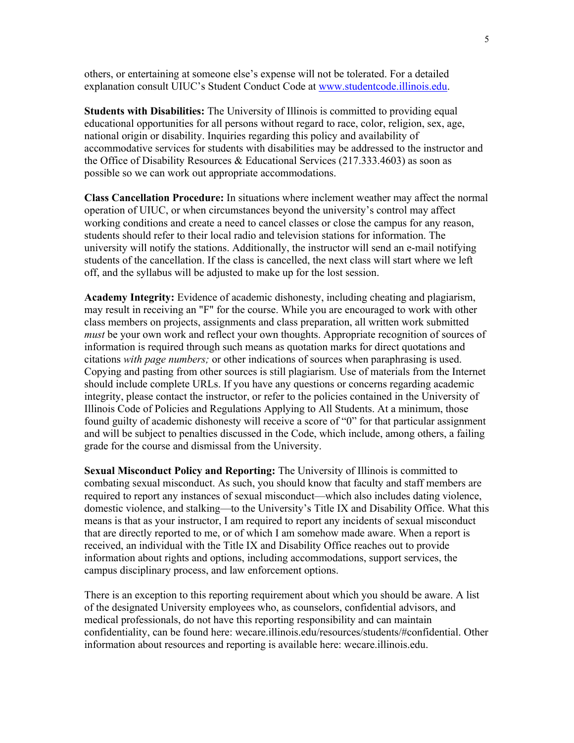others, or entertaining at someone else's expense will not be tolerated. For a detailed explanation consult UIUC's Student Conduct Code at www.studentcode.illinois.edu.

**Students with Disabilities:** The University of Illinois is committed to providing equal educational opportunities for all persons without regard to race, color, religion, sex, age, national origin or disability. Inquiries regarding this policy and availability of accommodative services for students with disabilities may be addressed to the instructor and the Office of Disability Resources & Educational Services (217.333.4603) as soon as possible so we can work out appropriate accommodations.

**Class Cancellation Procedure:** In situations where inclement weather may affect the normal operation of UIUC, or when circumstances beyond the university's control may affect working conditions and create a need to cancel classes or close the campus for any reason, students should refer to their local radio and television stations for information. The university will notify the stations. Additionally, the instructor will send an e-mail notifying students of the cancellation. If the class is cancelled, the next class will start where we left off, and the syllabus will be adjusted to make up for the lost session.

**Academy Integrity:** Evidence of academic dishonesty, including cheating and plagiarism, may result in receiving an "F" for the course. While you are encouraged to work with other class members on projects, assignments and class preparation, all written work submitted *must* be your own work and reflect your own thoughts. Appropriate recognition of sources of information is required through such means as quotation marks for direct quotations and citations *with page numbers;* or other indications of sources when paraphrasing is used. Copying and pasting from other sources is still plagiarism. Use of materials from the Internet should include complete URLs. If you have any questions or concerns regarding academic integrity, please contact the instructor, or refer to the policies contained in the University of Illinois Code of Policies and Regulations Applying to All Students. At a minimum, those found guilty of academic dishonesty will receive a score of "0" for that particular assignment and will be subject to penalties discussed in the Code, which include, among others, a failing grade for the course and dismissal from the University.

**Sexual Misconduct Policy and Reporting:** The University of Illinois is committed to combating sexual misconduct. As such, you should know that faculty and staff members are required to report any instances of sexual misconduct—which also includes dating violence, domestic violence, and stalking—to the University's Title IX and Disability Office. What this means is that as your instructor, I am required to report any incidents of sexual misconduct that are directly reported to me, or of which I am somehow made aware. When a report is received, an individual with the Title IX and Disability Office reaches out to provide information about rights and options, including accommodations, support services, the campus disciplinary process, and law enforcement options.

There is an exception to this reporting requirement about which you should be aware. A list of the designated University employees who, as counselors, confidential advisors, and medical professionals, do not have this reporting responsibility and can maintain confidentiality, can be found here: wecare.illinois.edu/resources/students/#confidential. Other information about resources and reporting is available here: wecare.illinois.edu.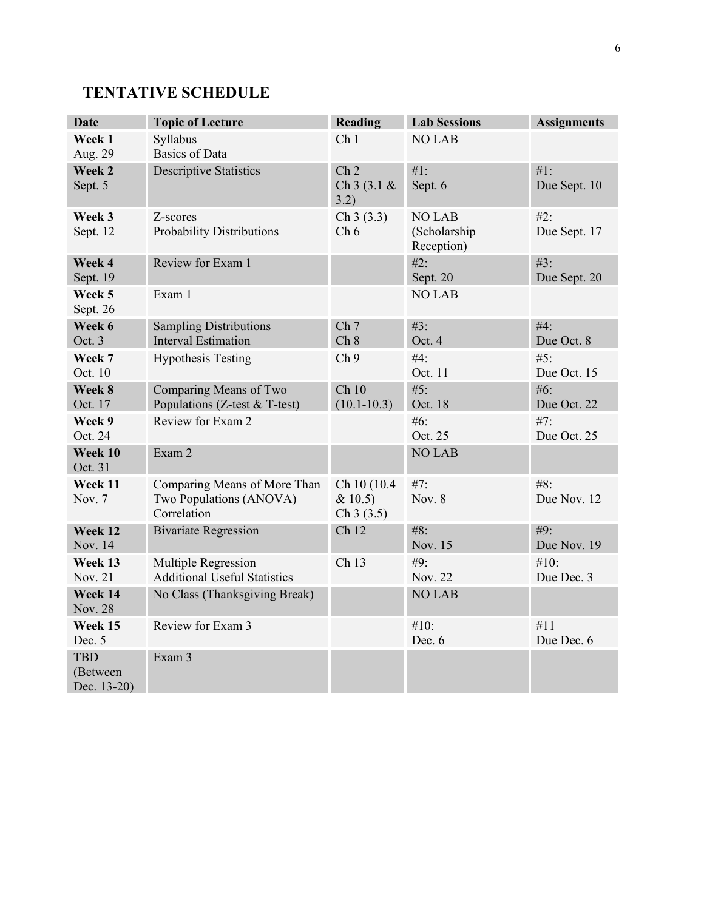## TENTATIVE SCHEDULE

| Date | Topic of Lecture | Reading | Lab Sessions | Assignments |
|---|---|---|---|---|
| **Week 1** Aug. 29 | Syllabus Basics of Data | Ch 1 | NO LAB | |
| **Week 2** Sept. 5 | Descriptive Statistics | Ch 2 Ch 3 (3.1 & 3.2) | #1: Sept. 6 | #1: Due Sept. 10 |
| **Week 3** Sept. 12 | Z-scores Probability Distributions | Ch 3 (3.3) Ch 6 | NO LAB (Scholarship Reception) | #2: Due Sept. 17 |
| **Week 4** Sept. 19 | Review for Exam 1 | | #2: Sept. 20 | #3: Due Sept. 20 |
| **Week 5** Sept. 26 | Exam 1 | | NO LAB | |
| **Week 6** Oct. 3 | Sampling Distributions Interval Estimation | Ch 7 Ch 8 | #3: Oct. 4 | #4: Due Oct. 8 |
| **Week 7** Oct. 10 | Hypothesis Testing | Ch 9 | #4: Oct. 11 | #5: Due Oct. 15 |
| **Week 8** Oct. 17 | Comparing Means of Two Populations (Z-test & T-test) | Ch 10 (10.1-10.3) | #5: Oct. 18 | #6: Due Oct. 22 |
| **Week 9** Oct. 24 | Review for Exam 2 | | #6: Oct. 25 | #7: Due Oct. 25 |
| **Week 10** Oct. 31 | Exam 2 | | NO LAB | |
| **Week 11** Nov. 7 | Comparing Means of More Than Two Populations (ANOVA) Correlation | Ch 10 (10.4 & 10.5) Ch 3 (3.5) | #7: Nov. 8 | #8: Due Nov. 12 |
| **Week 12** Nov. 14 | Bivariate Regression | Ch 12 | #8: Nov. 15 | #9: Due Nov. 19 |
| **Week 13** Nov. 21 | Multiple Regression Additional Useful Statistics | Ch 13 | #9: Nov. 22 | #10: Due Dec. 3 |
| **Week 14** Nov. 28 | No Class (Thanksgiving Break) | | NO LAB | |
| **Week 15** Dec. 5 | Review for Exam 3 | | #10: Dec. 6 | #11 Due Dec. 6 |
| TBD (Between Dec. 13-20) | Exam 3 | | | |